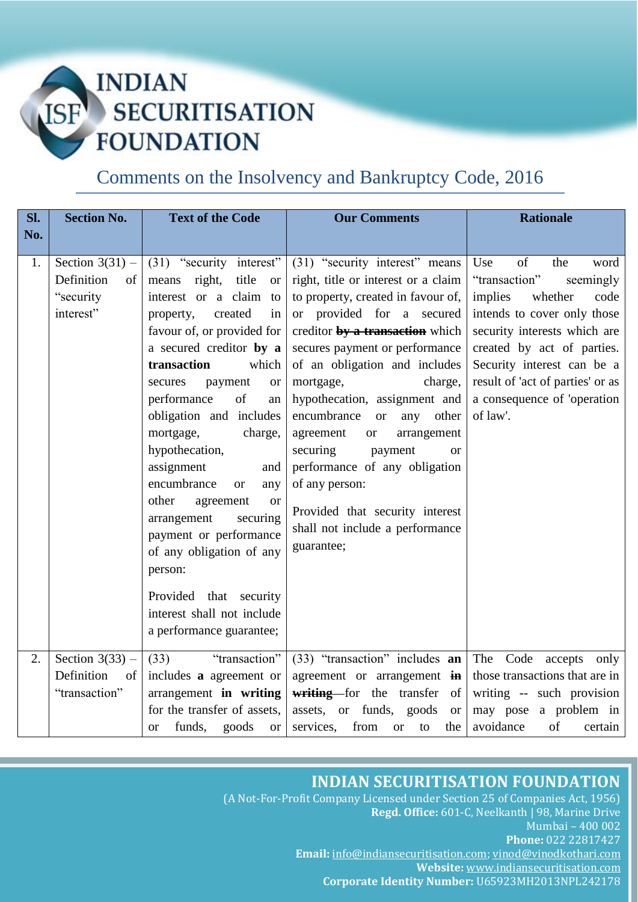# INDIAN SECURITISATION FOUNDATION

## Comments on the Insolvency and Bankruptcy Code, 2016

| Sl. No. | Section No. | Text of the Code | Our Comments | Rationale |
|---|---|---|---|---|
| 1. | Section 3(31) – Definition of "security interest" | (31) "security interest" means right, title or interest or a claim to property, created in favour of, or provided for a secured creditor **by a transaction** which secures payment or performance of an obligation and includes mortgage, charge, hypothecation, assignment and encumbrance or any other agreement or arrangement securing payment or performance of any obligation of any person:<br><br>Provided that security interest shall not include a performance guarantee; | (31) "security interest" means right, title or interest or a claim to property, created in favour of, or provided for a secured creditor ~~**by a transaction**~~ which secures payment or performance of an obligation and includes mortgage, charge, hypothecation, assignment and encumbrance or any other agreement or arrangement securing payment or performance of any obligation of any person:<br><br>Provided that security interest shall not include a performance guarantee; | Use of the word "transaction" seemingly implies whether code intends to cover only those security interests which are created by act of parties. Security interest can be a result of 'act of parties' or as a consequence of 'operation of law'. |
| 2. | Section 3(33) – Definition of "transaction" | (33) "transaction" includes **a** agreement or arrangement **in writing** for the transfer of assets, or funds, goods or | (33) "transaction" includes **an** agreement or arrangement ~~**in writing**~~ for the transfer of assets, or funds, goods or services, from or to the | The Code accepts only those transactions that are in writing -- such provision may pose a problem in avoidance of certain |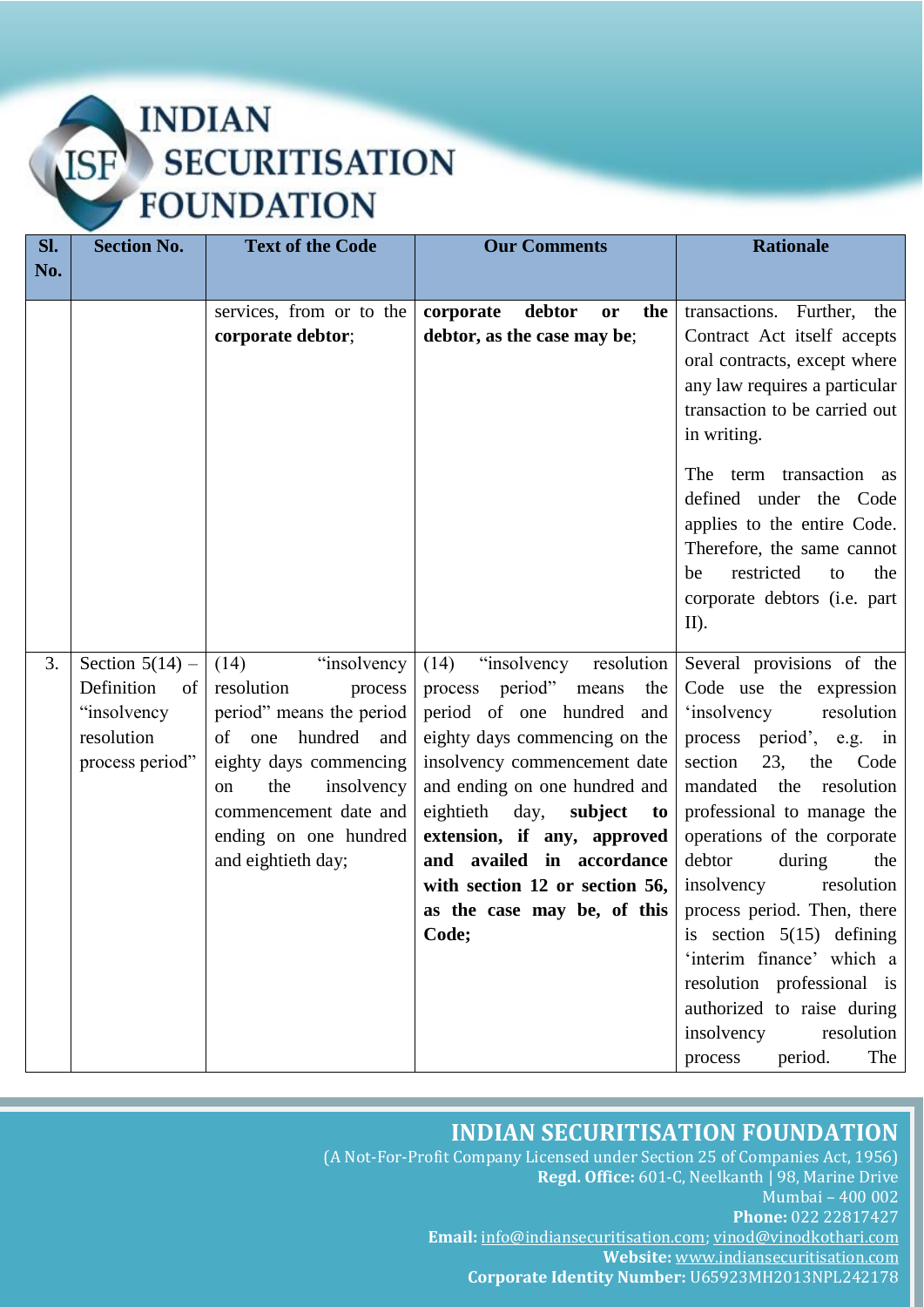| Sl. No. | Section No. | Text of the Code | Our Comments | Rationale |
|---|---|---|---|---|
| | | services, from or to the **corporate debtor**; | **corporate debtor or the debtor, as the case may be**; | transactions. Further, the Contract Act itself accepts oral contracts, except where any law requires a particular transaction to be carried out in writing.<br><br>The term transaction as defined under the Code applies to the entire Code. Therefore, the same cannot be restricted to the corporate debtors (i.e. part II). |
| 3. | Section 5(14) – Definition of "insolvency resolution process period" | (14) "insolvency resolution process period" means the period of one hundred and eighty days commencing on the insolvency commencement date and ending on one hundred and eightieth day; | (14) "insolvency resolution process period" means the period of one hundred and eighty days commencing on the insolvency commencement date and ending on one hundred and eightieth day, **subject to extension, if any, approved and availed in accordance with section 12 or section 56, as the case may be, of this Code;** | Several provisions of the Code use the expression 'insolvency resolution process period', e.g. in section 23, the Code mandated the resolution professional to manage the operations of the corporate debtor during the insolvency resolution process period. Then, there is section 5(15) defining 'interim finance' which a resolution professional is authorized to raise during insolvency resolution process period. The |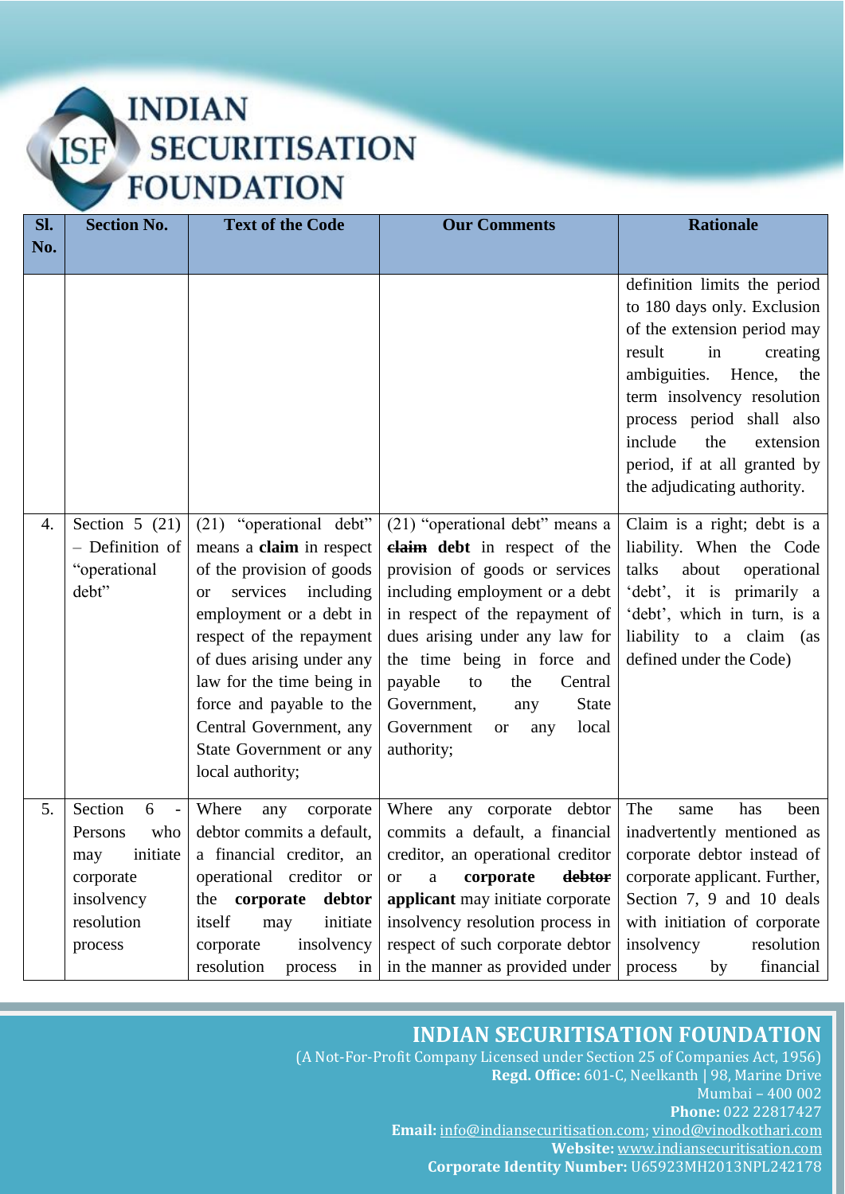| Sl. No. | Section No. | Text of the Code | Our Comments | Rationale |
|---|---|---|---|---|
| | | | | definition limits the period to 180 days only. Exclusion of the extension period may result in creating ambiguities. Hence, the term insolvency resolution process period shall also include the extension period, if at all granted by the adjudicating authority. |
| 4. | Section 5 (21) – Definition of "operational debt" | (21) "operational debt" means a **claim** in respect of the provision of goods or services including employment or a debt in respect of the repayment of dues arising under any law for the time being in force and payable to the Central Government, any State Government or any local authority; | (21) "operational debt" means a ~~**claim**~~ **debt** in respect of the provision of goods or services including employment or a debt in respect of the repayment of dues arising under any law for the time being in force and payable to the Central Government, any State Government or any local authority; | Claim is a right; debt is a liability. When the Code talks about operational 'debt', it is primarily a 'debt', which in turn, is a liability to a claim (as defined under the Code) |
| 5. | Section 6 - Persons who may initiate corporate insolvency resolution process | Where any corporate debtor commits a default, a financial creditor, an operational creditor or the **corporate debtor** itself may initiate corporate insolvency resolution process in | Where any corporate debtor commits a default, a financial creditor, an operational creditor or a **corporate** ~~**debtor**~~ **applicant** may initiate corporate insolvency resolution process in respect of such corporate debtor in the manner as provided under | The same has been inadvertently mentioned as corporate debtor instead of corporate applicant. Further, Section 7, 9 and 10 deals with initiation of corporate insolvency resolution process by financial |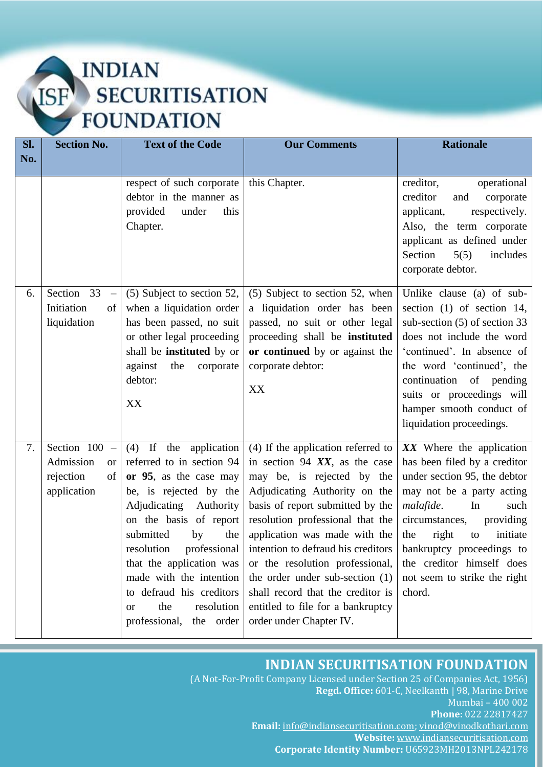| Sl. No. | Section No. | Text of the Code | Our Comments | Rationale |
|---|---|---|---|---|
| | | respect of such corporate debtor in the manner as provided under this Chapter. | this Chapter. | creditor, operational creditor and corporate applicant, respectively. Also, the term corporate applicant as defined under Section 5(5) includes corporate debtor. |
| 6. | Section 33 – Initiation of liquidation | (5) Subject to section 52, when a liquidation order has been passed, no suit or other legal proceeding shall be **instituted** by or against the corporate debtor:<br><br>XX | (5) Subject to section 52, when a liquidation order has been passed, no suit or other legal proceeding shall be **instituted or continued** by or against the corporate debtor:<br><br>XX | Unlike clause (a) of sub-section (1) of section 14, sub-section (5) of section 33 does not include the word 'continued'. In absence of the word 'continued', the continuation of pending suits or proceedings will hamper smooth conduct of liquidation proceedings. |
| 7. | Section 100 – Admission or rejection of application | (4) If the application referred to in section 94 **or 95**, as the case may be, is rejected by the Adjudicating Authority on the basis of report submitted by the resolution professional that the application was made with the intention to defraud his creditors or the resolution professional, the order | (4) If the application referred to in section 94 ***XX***, as the case may be, is rejected by the Adjudicating Authority on the basis of report submitted by the resolution professional that the application was made with the intention to defraud his creditors or the resolution professional, the order under sub-section (1) shall record that the creditor is entitled to file for a bankruptcy order under Chapter IV. | ***XX*** Where the application has been filed by a creditor under section 95, the debtor may not be a party acting *malafide*. In such circumstances, providing the right to initiate bankruptcy proceedings to the creditor himself does not seem to strike the right chord. |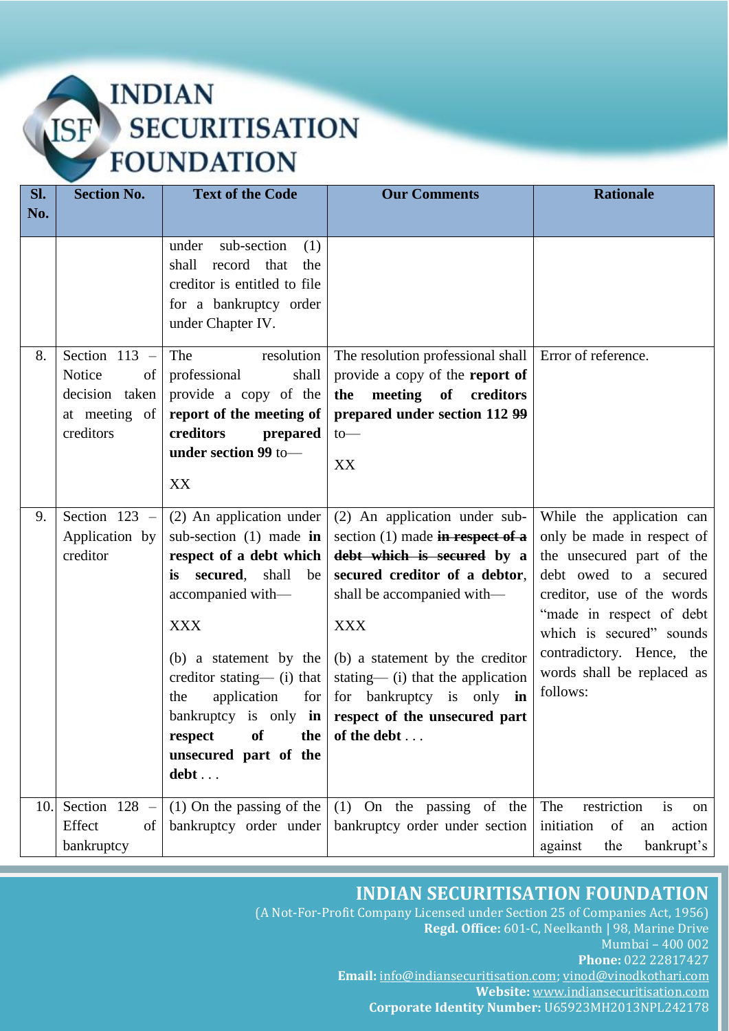| Sl. No. | Section No. | Text of the Code | Our Comments | Rationale |
|---|---|---|---|---|
| | | under sub-section (1) shall record that the creditor is entitled to file for a bankruptcy order under Chapter IV. | | |
| 8. | Section 113 – Notice of decision taken at meeting of creditors | The resolution professional shall provide a copy of the **report of the meeting of creditors prepared under section 99** to—<br><br>XX | The resolution professional shall provide a copy of the **report of the meeting of creditors prepared under section 112 ~~99~~** to—<br><br>XX | Error of reference. |
| 9. | Section 123 – Application by creditor | (2) An application under sub-section (1) made **in respect of a debt which is secured**, shall be accompanied with—<br><br>XXX<br><br>(b) a statement by the creditor stating— (i) that the application for bankruptcy is only **in respect of the unsecured part of the debt** . . . | (2) An application under sub-section (1) made ~~**in respect of a debt which is secured**~~ **by a secured creditor of a debtor**, shall be accompanied with—<br><br>XXX<br><br>(b) a statement by the creditor stating— (i) that the application for bankruptcy is only **in respect of the unsecured part of the debt** . . . | While the application can only be made in respect of the unsecured part of the debt owed to a secured creditor, use of the words "made in respect of debt which is secured" sounds contradictory. Hence, the words shall be replaced as follows: |
| 10. | Section 128 – Effect of bankruptcy | (1) On the passing of the bankruptcy order under | (1) On the passing of the bankruptcy order under section | The restriction is on initiation of an action against the bankrupt's |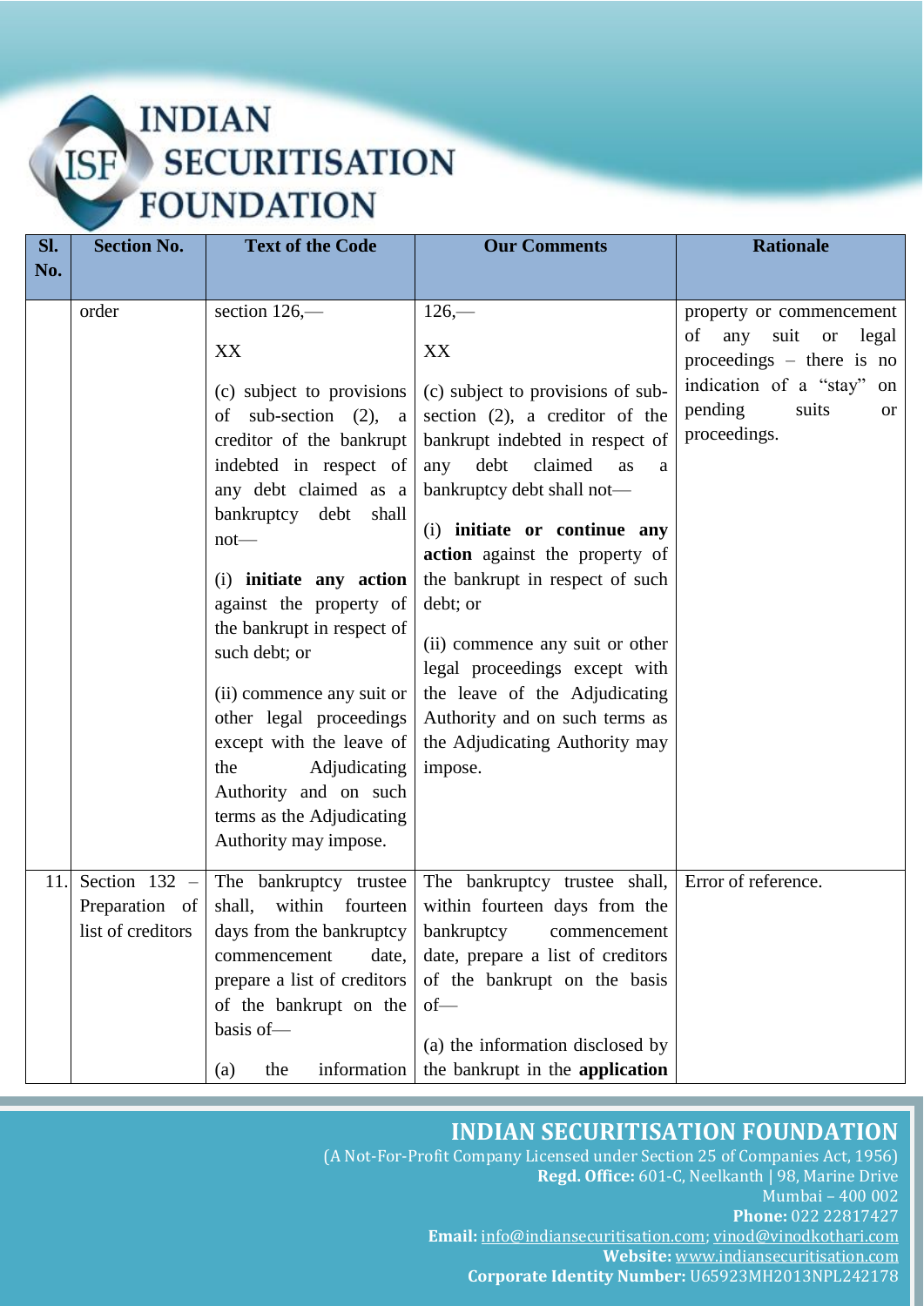| Sl. No. | Section No. | Text of the Code | Our Comments | Rationale |
|---|---|---|---|---|
| | order | section 126,—<br><br>XX<br><br>(c) subject to provisions of sub-section (2), a creditor of the bankrupt indebted in respect of any debt claimed as a bankruptcy debt shall not—<br><br>(i) **initiate any action** against the property of the bankrupt in respect of such debt; or<br><br>(ii) commence any suit or other legal proceedings except with the leave of the Adjudicating Authority and on such terms as the Adjudicating Authority may impose. | 126,—<br><br>XX<br><br>(c) subject to provisions of sub-section (2), a creditor of the bankrupt indebted in respect of any debt claimed as a bankruptcy debt shall not—<br><br>(i) **initiate or continue any action** against the property of the bankrupt in respect of such debt; or<br><br>(ii) commence any suit or other legal proceedings except with the leave of the Adjudicating Authority and on such terms as the Adjudicating Authority may impose. | property or commencement of any suit or legal proceedings – there is no indication of a "stay" on pending suits or proceedings. |
| 11. | Section 132 – Preparation of list of creditors | The bankruptcy trustee shall, within fourteen days from the bankruptcy commencement date, prepare a list of creditors of the bankrupt on the basis of—<br><br>(a) the information | The bankruptcy trustee shall, within fourteen days from the bankruptcy commencement date, prepare a list of creditors of the bankrupt on the basis of—<br><br>(a) the information disclosed by the bankrupt in the **application** | Error of reference. |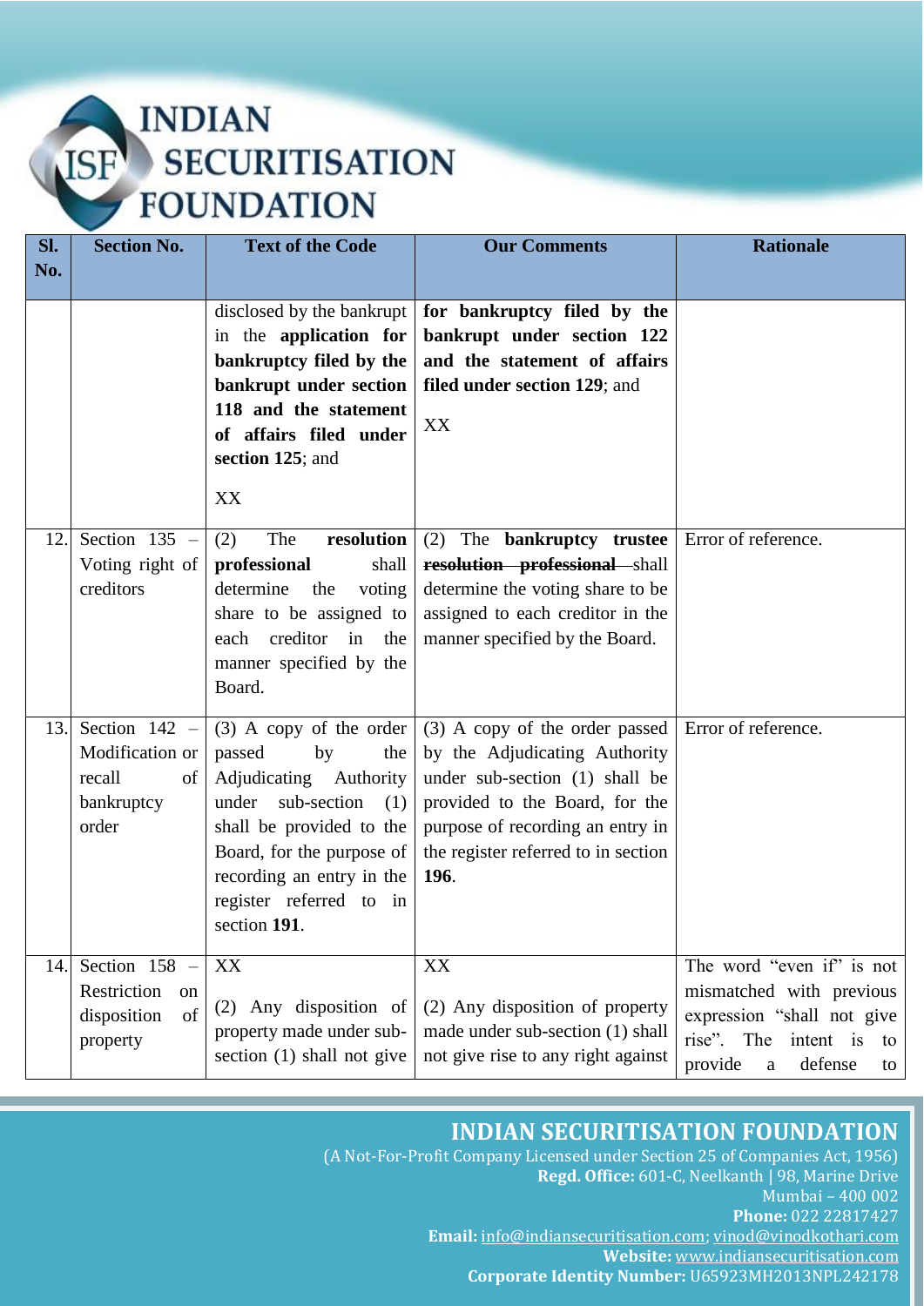| Sl. No. | Section No. | Text of the Code | Our Comments | Rationale |
|---|---|---|---|---|
| | | disclosed by the bankrupt in the **application for bankruptcy filed by the bankrupt under section 118 and the statement of affairs filed under section 125**; and<br><br>XX | **for bankruptcy filed by the bankrupt under section 122 and the statement of affairs filed under section 129**; and<br><br>XX | |
| 12. | Section 135 – Voting right of creditors | (2) The **resolution professional** shall determine the voting share to be assigned to each creditor in the manner specified by the Board. | (2) The **bankruptcy trustee** ~~**resolution professional**~~ shall determine the voting share to be assigned to each creditor in the manner specified by the Board. | Error of reference. |
| 13. | Section 142 – Modification or recall of bankruptcy order | (3) A copy of the order passed by the Adjudicating Authority under sub-section (1) shall be provided to the Board, for the purpose of recording an entry in the register referred to in section **191**. | (3) A copy of the order passed by the Adjudicating Authority under sub-section (1) shall be provided to the Board, for the purpose of recording an entry in the register referred to in section **196**. | Error of reference. |
| 14. | Section 158 – Restriction on disposition of property | XX<br><br>(2) Any disposition of property made under sub-section (1) shall not give | XX<br><br>(2) Any disposition of property made under sub-section (1) shall not give rise to any right against | The word "even if" is not mismatched with previous expression "shall not give rise". The intent is to provide a defense to |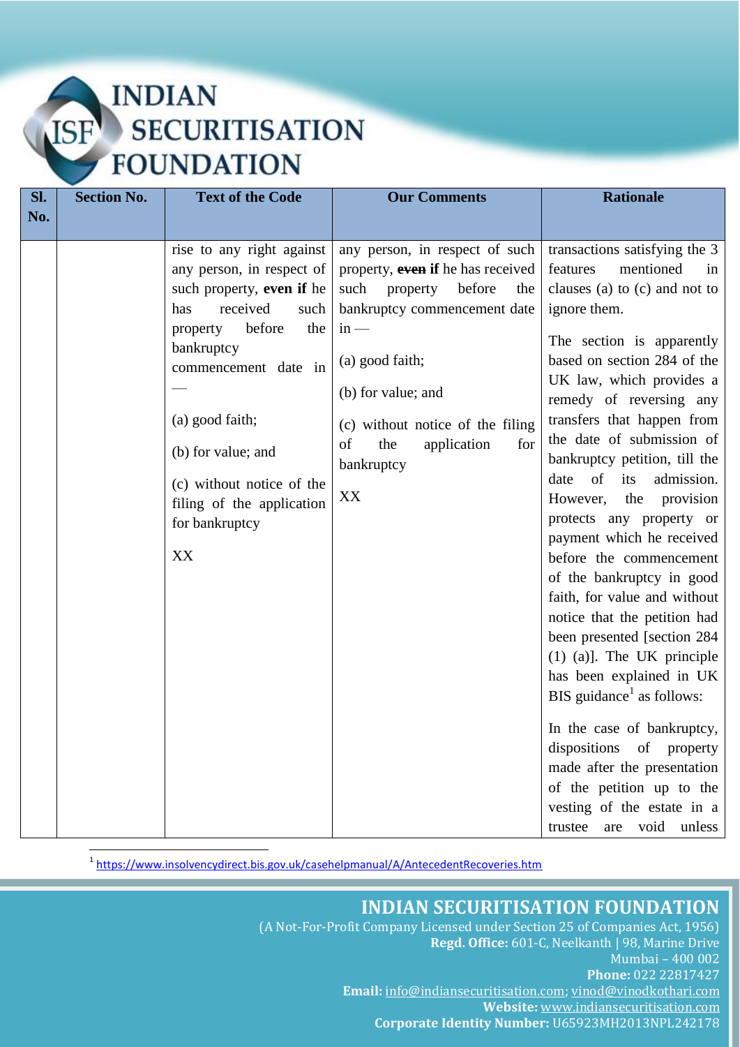| Sl. No. | Section No. | Text of the Code | Our Comments | Rationale |
|---|---|---|---|---|
| | | rise to any right against any person, in respect of such property, **even if** he has received such property before the bankruptcy commencement date in —<br><br>(a) good faith;<br><br>(b) for value; and<br><br>(c) without notice of the filing of the application for bankruptcy<br><br>XX | any person, in respect of such property, ~~**even**~~ **if** he has received such property before the bankruptcy commencement date in —<br><br>(a) good faith;<br><br>(b) for value; and<br><br>(c) without notice of the filing of the application for bankruptcy<br><br>XX | transactions satisfying the 3 features mentioned in clauses (a) to (c) and not to ignore them.<br><br>The section is apparently based on section 284 of the UK law, which provides a remedy of reversing any transfers that happen from the date of submission of bankruptcy petition, till the date of its admission. However, the provision protects any property or payment which he received before the commencement of the bankruptcy in good faith, for value and without notice that the petition had been presented [section 284 (1) (a)]. The UK principle has been explained in UK BIS guidance[1] as follows:<br><br>In the case of bankruptcy, dispositions of property made after the presentation of the petition up to the vesting of the estate in a trustee are void unless |

[1] https://www.insolvencydirect.bis.gov.uk/casehelpmanual/A/AntecedentRecoveries.htm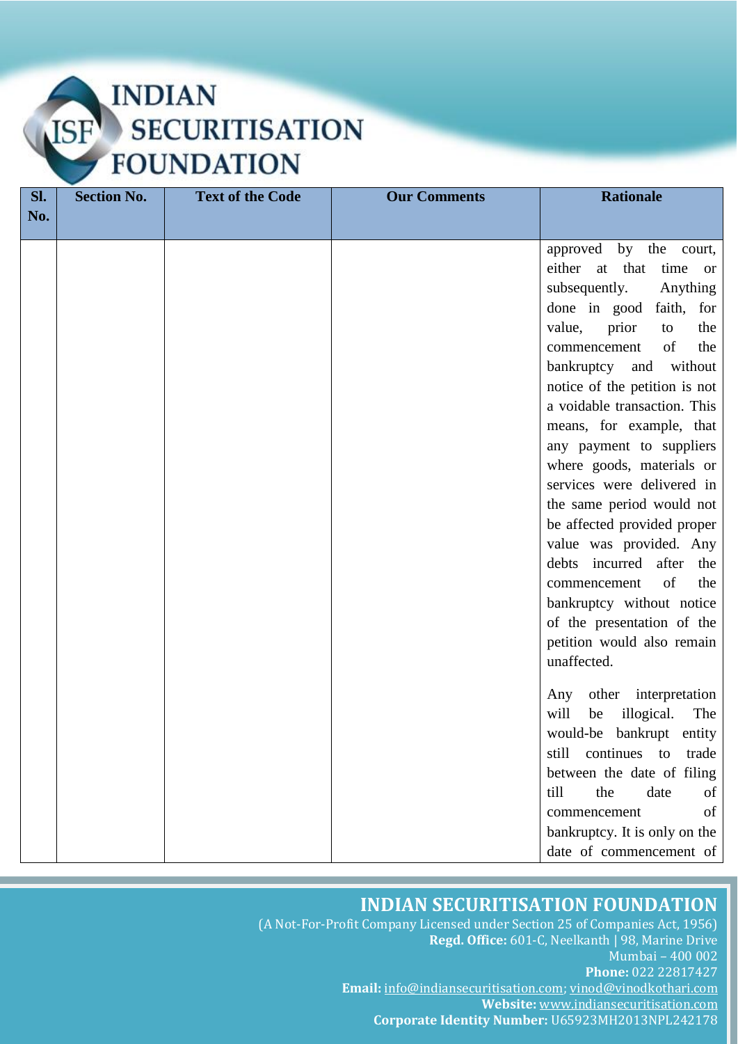| Sl. No. | Section No. | Text of the Code | Our Comments | Rationale |
|---|---|---|---|---|
| | | | | approved by the court, either at that time or subsequently. Anything done in good faith, for value, prior to the commencement of the bankruptcy and without notice of the petition is not a voidable transaction. This means, for example, that any payment to suppliers where goods, materials or services were delivered in the same period would not be affected provided proper value was provided. Any debts incurred after the commencement of the bankruptcy without notice of the presentation of the petition would also remain unaffected.<br><br>Any other interpretation will be illogical. The would-be bankrupt entity still continues to trade between the date of filing till the date of commencement of bankruptcy. It is only on the date of commencement of |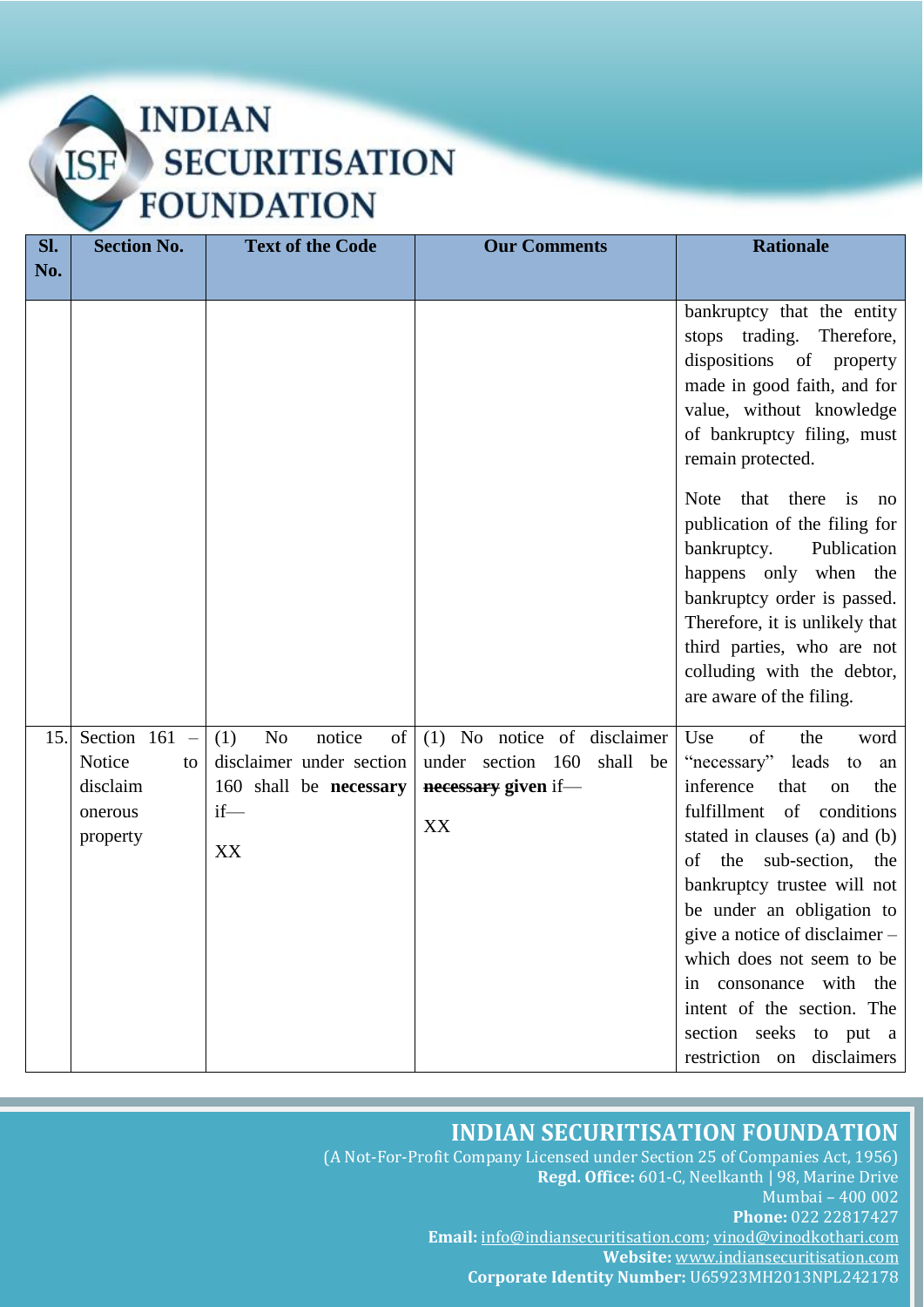| Sl. No. | Section No. | Text of the Code | Our Comments | Rationale |
|---|---|---|---|---|
| | | | | bankruptcy that the entity stops trading. Therefore, dispositions of property made in good faith, and for value, without knowledge of bankruptcy filing, must remain protected.<br><br>Note that there is no publication of the filing for bankruptcy. Publication happens only when the bankruptcy order is passed. Therefore, it is unlikely that third parties, who are not colluding with the debtor, are aware of the filing. |
| 15. | Section 161 – Notice to disclaim onerous property | (1) No notice of disclaimer under section 160 shall be **necessary** if—<br><br>XX | (1) No notice of disclaimer under section 160 shall be ~~**necessary**~~ **given** if—<br><br>XX | Use of the word "necessary" leads to an inference that on the fulfillment of conditions stated in clauses (a) and (b) of the sub-section, the bankruptcy trustee will not be under an obligation to give a notice of disclaimer – which does not seem to be in consonance with the intent of the section. The section seeks to put a restriction on disclaimers |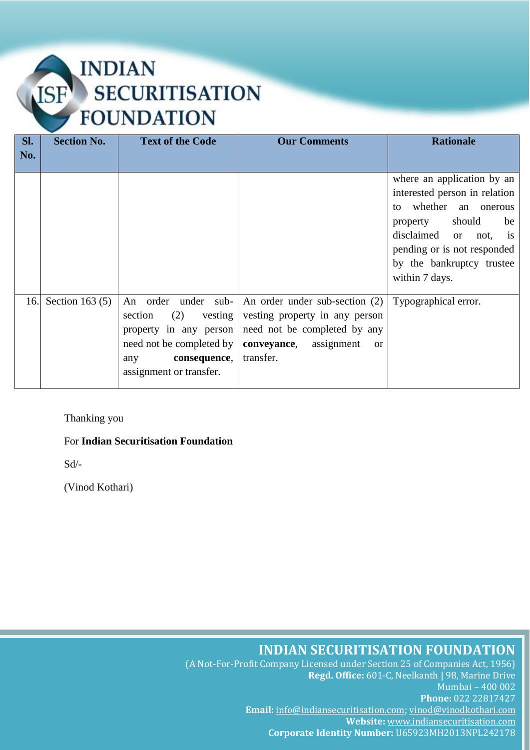| Sl. No. | Section No. | Text of the Code | Our Comments | Rationale |
|---|---|---|---|---|
| | | | | where an application by an interested person in relation to whether an onerous property should be disclaimed or not, is pending or is not responded by the bankruptcy trustee within 7 days. |
| 16. | Section 163 (5) | An order under sub-section (2) vesting property in any person need not be completed by any **consequence**, assignment or transfer. | An order under sub-section (2) vesting property in any person need not be completed by any **conveyance**, assignment or transfer. | Typographical error. |

Thanking you

For **Indian Securitisation Foundation**

Sd/-

(Vinod Kothari)